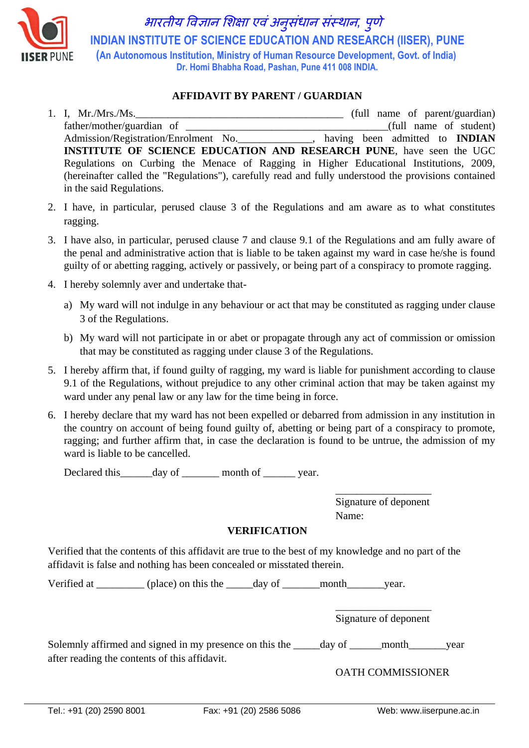भारतीय विज्ञान शिक्षा एवं अनुसंधान संस्थान, पुणे

**INDIAN INSTITUTE OF SCIENCE EDUCATION AND RESEARCH (IISER), PUNE**

(An Autonomous Institution, Ministry of Human Resource Development, Govt. of India)

Dr. Homi Bhabha Road, Pashan, Pune 411 008 INDIA.

## AFFIDAVIT BY PARENT / GUARDIAN

1. I, Mr./Mrs./Ms.___________________________________ (full name of parent/guardian) father/mother/guardian of ______________________________________(full name of student) Admission/Registration/Enrolment No._____________, having been admitted to **INDIAN INSTITUTE OF SCIENCE EDUCATION AND RESEARCH PUNE**, have seen the UGC Regulations on Curbing the Menace of Ragging in Higher Educational Institutions, 2009, (hereinafter called the "Regulations"), carefully read and fully understood the provisions contained in the said Regulations.
2. I have, in particular, perused clause 3 of the Regulations and am aware as to what constitutes ragging.
3. I have also, in particular, perused clause 7 and clause 9.1 of the Regulations and am fully aware of the penal and administrative action that is liable to be taken against my ward in case he/she is found guilty of or abetting ragging, actively or passively, or being part of a conspiracy to promote ragging.
4. I hereby solemnly aver and undertake that-
   a) My ward will not indulge in any behaviour or act that may be constituted as ragging under clause 3 of the Regulations.
   b) My ward will not participate in or abet or propagate through any act of commission or omission that may be constituted as ragging under clause 3 of the Regulations.
5. I hereby affirm that, if found guilty of ragging, my ward is liable for punishment according to clause 9.1 of the Regulations, without prejudice to any other criminal action that may be taken against my ward under any penal law or any law for the time being in force.
6. I hereby declare that my ward has not been expelled or debarred from admission in any institution in the country on account of being found guilty of, abetting or being part of a conspiracy to promote, ragging; and further affirm that, in case the declaration is found to be untrue, the admission of my ward is liable to be cancelled.

Declared this______day of _______ month of ______ year.

_________________

Signature of deponent

Name:

## VERIFICATION

Verified that the contents of this affidavit are true to the best of my knowledge and no part of the affidavit is false and nothing has been concealed or misstated therein.

Verified at _________ (place) on this the _____day of _______month_______year.

__________________

Signature of deponent

Solemnly affirmed and signed in my presence on this the _____day of ______month_______year after reading the contents of this affidavit.

OATH COMMISSIONER

Tel.: +91 (20) 2590 8001 Fax: +91 (20) 2586 5086 Web: www.iiserpune.ac.in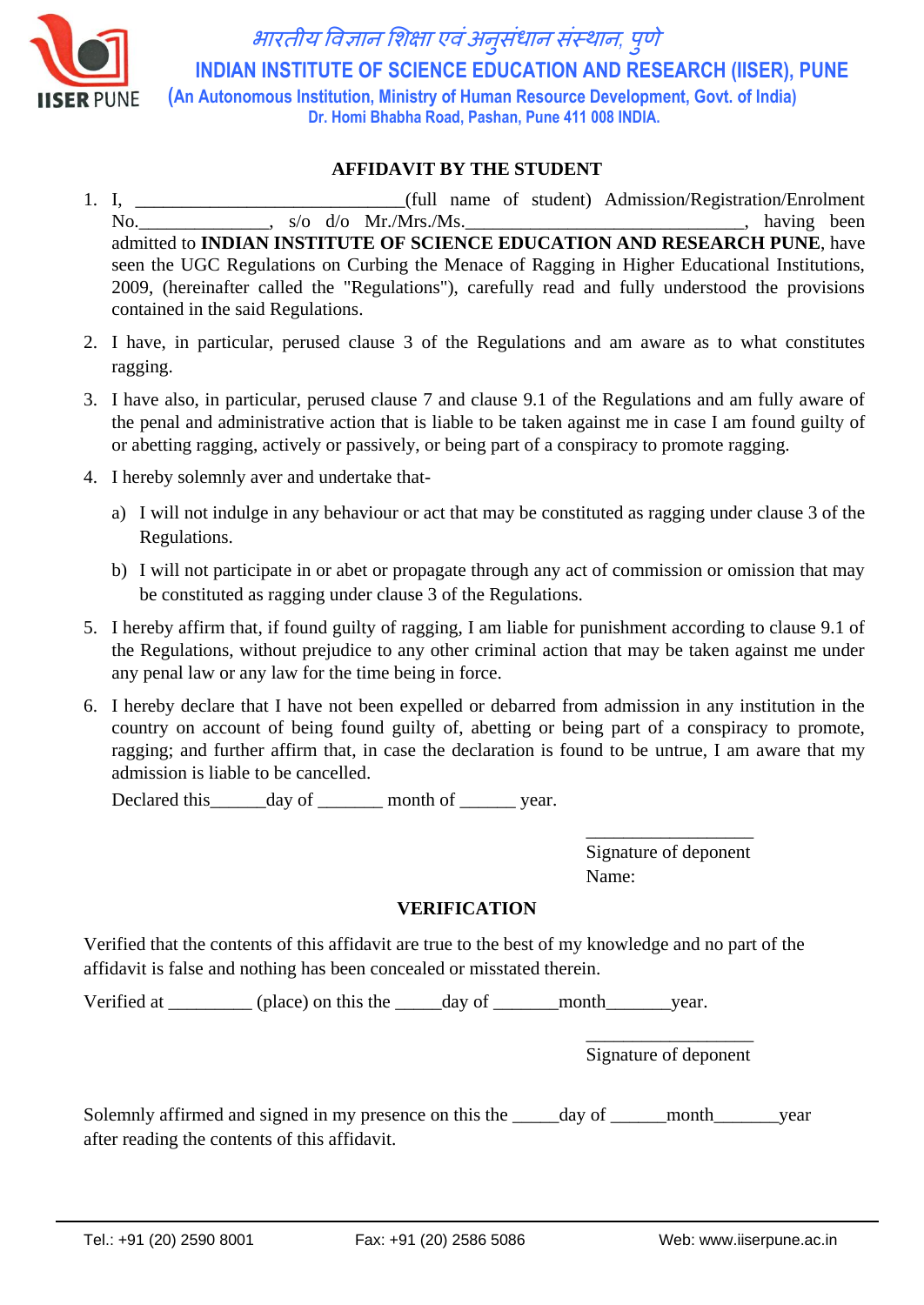भारतीय विज्ञान शिक्षा एवं अनुसंधान संस्थान, पुणे

**INDIAN INSTITUTE OF SCIENCE EDUCATION AND RESEARCH (IISER), PUNE**

(An Autonomous Institution, Ministry of Human Resource Development, Govt. of India)

Dr. Homi Bhabha Road, Pashan, Pune 411 008 INDIA.

## AFFIDAVIT BY THE STUDENT

1. I, _____________________________(full name of student) Admission/Registration/Enrolment No.______________, s/o d/o Mr./Mrs./Ms.______________________________, having been admitted to **INDIAN INSTITUTE OF SCIENCE EDUCATION AND RESEARCH PUNE**, have seen the UGC Regulations on Curbing the Menace of Ragging in Higher Educational Institutions, 2009, (hereinafter called the "Regulations"), carefully read and fully understood the provisions contained in the said Regulations.
2. I have, in particular, perused clause 3 of the Regulations and am aware as to what constitutes ragging.
3. I have also, in particular, perused clause 7 and clause 9.1 of the Regulations and am fully aware of the penal and administrative action that is liable to be taken against me in case I am found guilty of or abetting ragging, actively or passively, or being part of a conspiracy to promote ragging.
4. I hereby solemnly aver and undertake that-
   a) I will not indulge in any behaviour or act that may be constituted as ragging under clause 3 of the Regulations.
   b) I will not participate in or abet or propagate through any act of commission or omission that may be constituted as ragging under clause 3 of the Regulations.
5. I hereby affirm that, if found guilty of ragging, I am liable for punishment according to clause 9.1 of the Regulations, without prejudice to any other criminal action that may be taken against me under any penal law or any law for the time being in force.
6. I hereby declare that I have not been expelled or debarred from admission in any institution in the country on account of being found guilty of, abetting or being part of a conspiracy to promote, ragging; and further affirm that, in case the declaration is found to be untrue, I am aware that my admission is liable to be cancelled.

   Declared this______day of _______ month of ______ year.

___________________
Signature of deponent
Name:

## VERIFICATION

Verified that the contents of this affidavit are true to the best of my knowledge and no part of the affidavit is false and nothing has been concealed or misstated therein.

Verified at _________ (place) on this the _____day of _______month_______year.

___________________
Signature of deponent

Solemnly affirmed and signed in my presence on this the _____day of ______month_______year after reading the contents of this affidavit.

Tel.: +91 (20) 2590 8001 Fax: +91 (20) 2586 5086 Web: www.iiserpune.ac.in